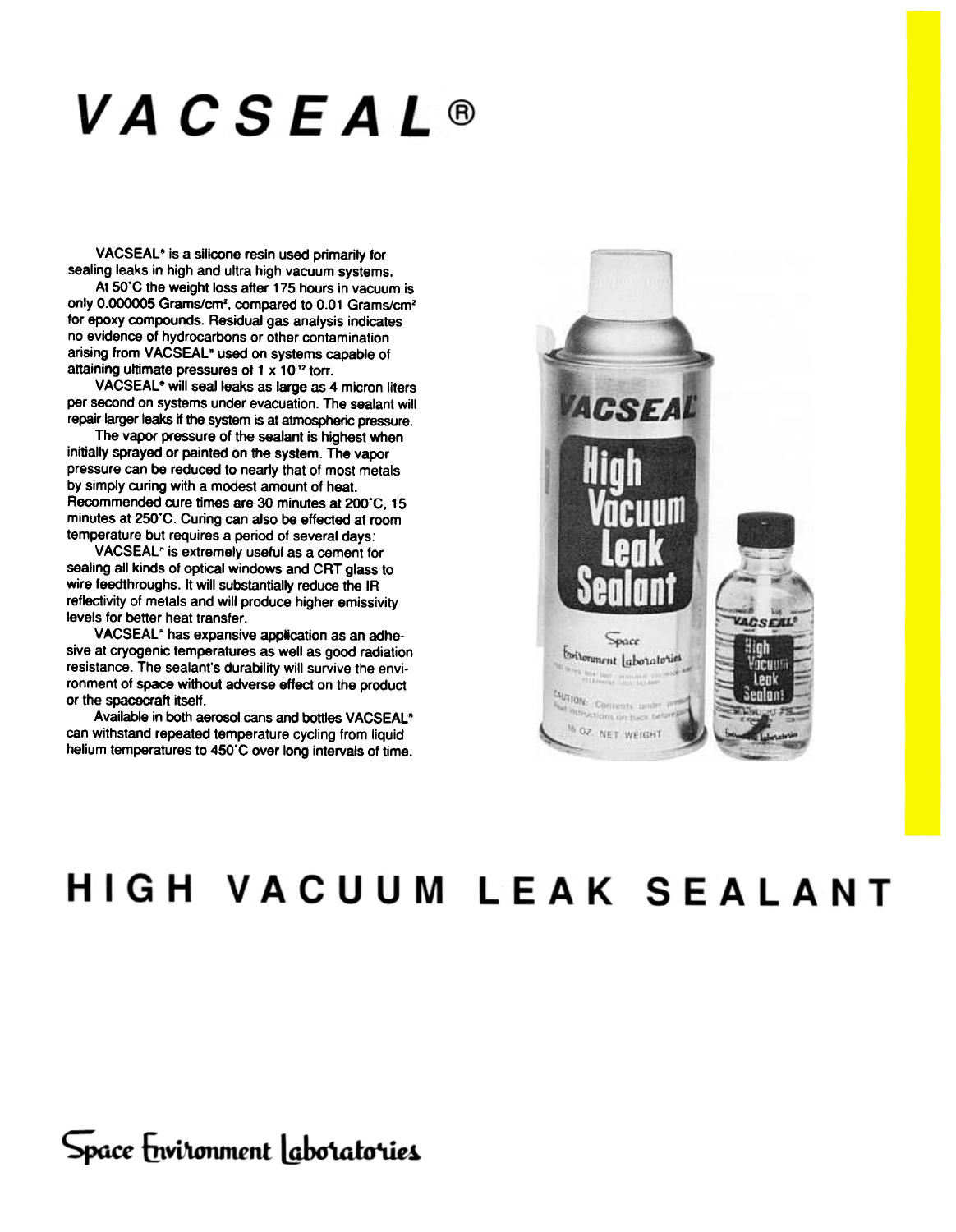# VACSEAL®

VACSEAL® is a silicone resin used primarily for sealing leaks in high and ultra high vacuum systems.

At 50°C the weight loss after 175 hours in vacuum is only 0.000005 Grams/cm², compared to 0.01 Grams/cm² for epoxy compounds. Residual gas analysis indicates no evidence of hydrocarbons or other contamination arising from VACSEAL® used on systems capable of attaining ultimate pressures of $1 \times 10^{-12}$ torr.

VACSEAL® will seal leaks as large as 4 micron liters per second on systems under evacuation. The sealant will repair larger leaks if the system is at atmospheric pressure.

The vapor pressure of the sealant is highest when initially sprayed or painted on the system. The vapor pressure can be reduced to nearly that of most metals by simply curing with a modest amount of heat. Recommended cure times are 30 minutes at 200°C, 15 minutes at 250°C. Curing can also be effected at room temperature but requires a period of several days.

VACSEAL® is extremely useful as a cement for sealing all kinds of optical windows and CRT glass to wire feedthroughs. It will substantially reduce the IR reflectivity of metals and will produce higher emissivity levels for better heat transfer.

VACSEAL® has expansive application as an adhesive at cryogenic temperatures as well as good radiation resistance. The sealant's durability will survive the environment of space without adverse effect on the product or the spacecraft itself.

Available in both aerosol cans and bottles VACSEAL® can withstand repeated temperature cycling from liquid helium temperatures to 450°C over long intervals of time.

## HIGH VACUUM LEAK SEALANT

Space Environment Laboratories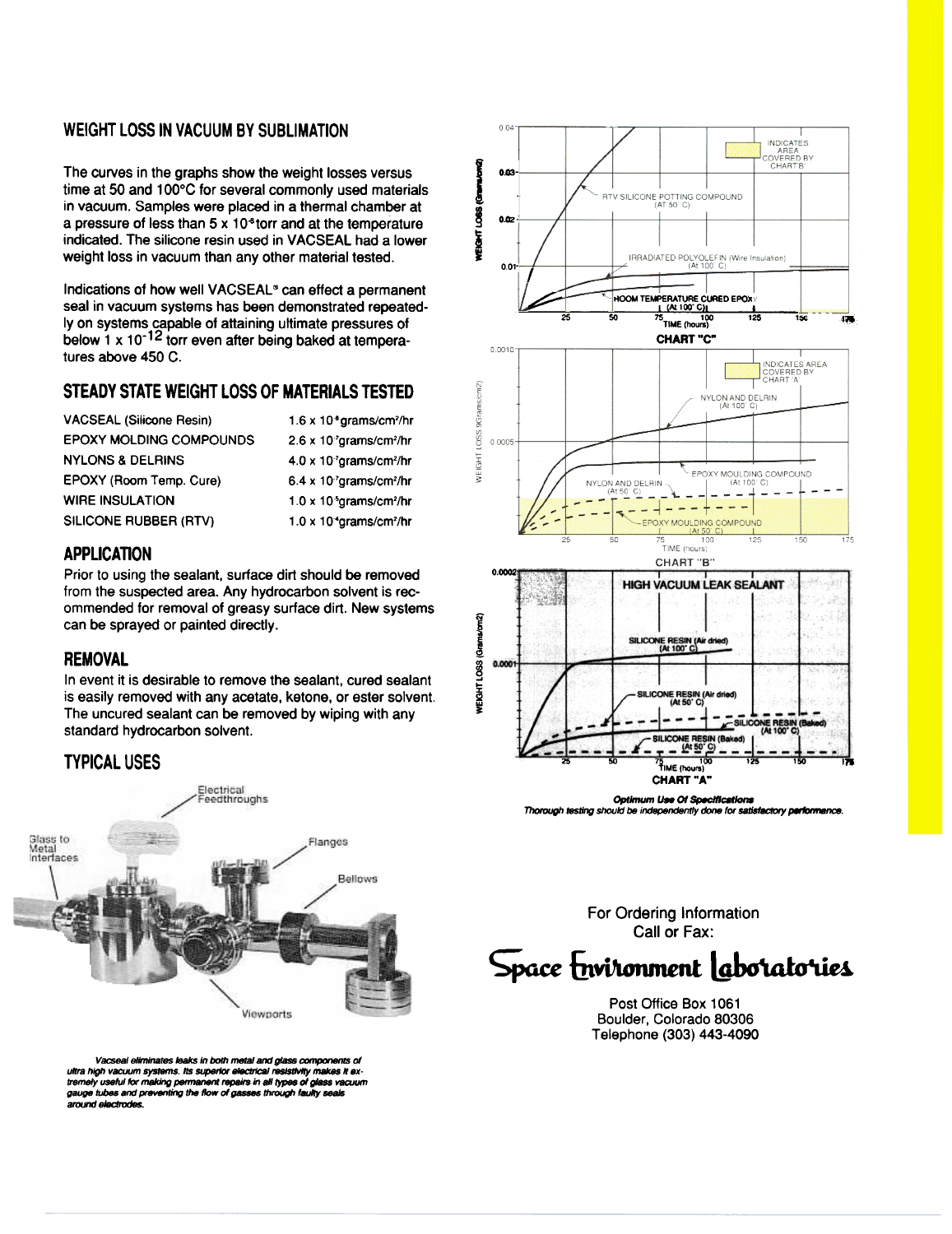## WEIGHT LOSS IN VACUUM BY SUBLIMATION

The curves in the graphs show the weight losses versus time at 50 and 100°C for several commonly used materials in vacuum. Samples were placed in a thermal chamber at a pressure of less than $5 \times 10^{-6}$ torr and at the temperature indicated. The silicone resin used in VACSEAL had a lower weight loss in vacuum than any other material tested.

Indications of how well VACSEAL® can effect a permanent seal in vacuum systems has been demonstrated repeatedly on systems capable of attaining ultimate pressures of below $1 \times 10^{-12}$ torr even after being baked at temperatures above 450 C.

## STEADY STATE WEIGHT LOSS OF MATERIALS TESTED

| | |
|---|---|
| VACSEAL (Silicone Resin) | $1.6 \times 10^{-8}$ grams/cm²/hr |
| EPOXY MOLDING COMPOUNDS | $2.6 \times 10^{-7}$ grams/cm²/hr |
| NYLONS & DELRINS | $4.0 \times 10^{-7}$ grams/cm²/hr |
| EPOXY (Room Temp. Cure) | $6.4 \times 10^{-7}$ grams/cm²/hr |
| WIRE INSULATION | $1.0 \times 10^{-5}$ grams/cm²/hr |
| SILICONE RUBBER (RTV) | $1.0 \times 10^{-4}$ grams/cm²/hr |

## APPLICATION

Prior to using the sealant, surface dirt should be removed from the suspected area. Any hydrocarbon solvent is recommended for removal of greasy surface dirt. New systems can be sprayed or painted directly.

## REMOVAL

In event it is desirable to remove the sealant, cured sealant is easily removed with any acetate, ketone, or ester solvent. The uncured sealant can be removed by wiping with any standard hydrocarbon solvent.

## TYPICAL USES

Electrical Feedthroughs

Glass to Metal Interfaces

Flanges

Bellows

Viewports

***Vacseal eliminates leaks in both metal and glass components of ultra high vacuum systems. Its superior electrical resistivity makes it extremely useful for making permanent repairs in all types of glass vacuum gauge tubes and preventing the flow of gasses through faulty seals around electrodes.***

WEIGHT LOSS (Grams/cm2)

0.04
0.03
0.02
0.01

INDICATES AREA COVERED BY CHART 'B'

RTV SILICONE POTTING COMPOUND (AT 50° C)

IRRADIATED POLYOLEFIN (Wire Insulation) (At 100° C)

ROOM TEMPERATURE CURED EPOXY (At 100° C)

25 50 75 100 125 150 175

TIME (hours)

**CHART "C"**

WEIGHT LOSS (Grams/cm2)

0.0010
0.0005

INDICATES AREA COVERED BY CHART 'A'

NYLON AND DELRIN (At 100° C)

EPOXY MOULDING COMPOUND (At 100° C)

NYLON AND DELRIN (At 50° C)

EPOXY MOULDING COMPOUND (At 50° C)

25 50 75 100 125 150 175

TIME (hours)

CHART "B"

WEIGHT LOSS (Grams/cm2)

0.0002
0.0001

HIGH VACUUM LEAK SEALANT

SILICONE RESIN (Air dried) (At 100° C)

SILICONE RESIN (Air dried) (At 50° C)

SILICONE RESIN (Baked) (At 100° C)

SILICONE RESIN (Baked) (At 50° C)

25 50 75 100 125 150 175

TIME (hours)

**CHART "A"**

***Optimum Use Of Specifications***
***Thorough testing should be independently done for satisfactory performance.***

For Ordering Information
Call or Fax:

**Space Environment Laboratories**

Post Office Box 1061
Boulder, Colorado 80306
Telephone (303) 443-4090